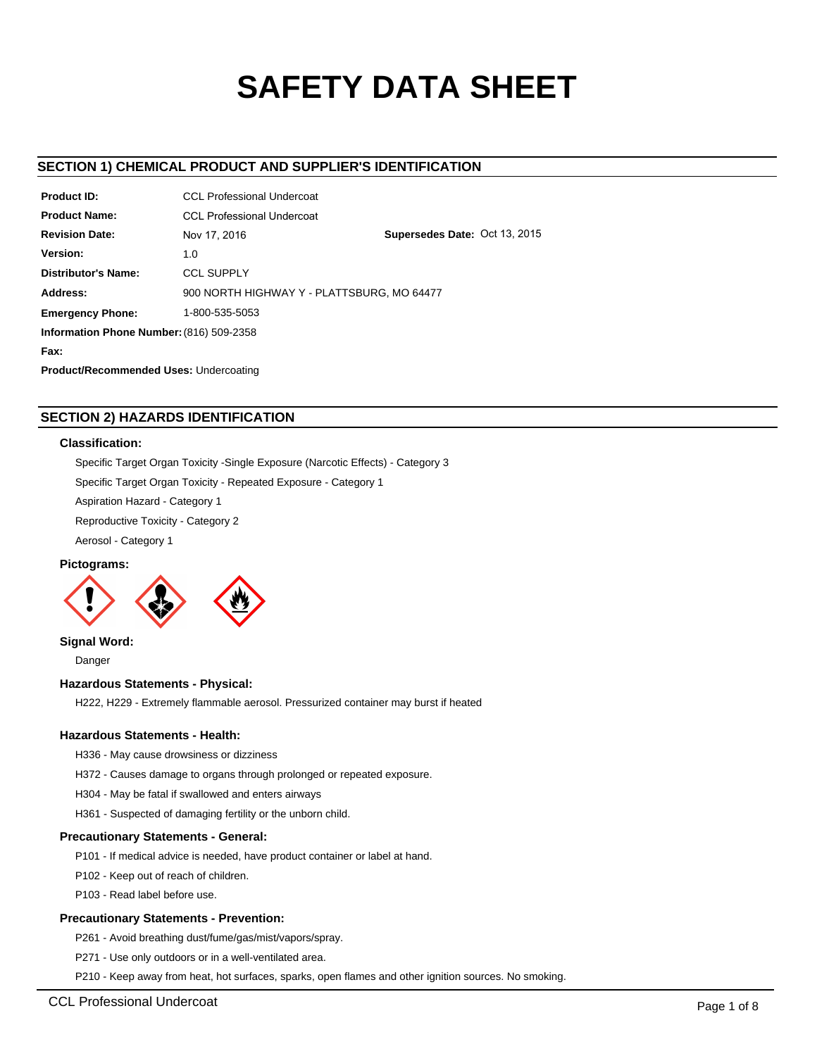# SAFETY DATA SHEET

## SECTION 1) CHEMICAL PRODUCT AND SUPPLIER'S IDENTIFICATION

**Product ID:** CCL Professional Undercoat

**Product Name:** CCL Professional Undercoat

**Revision Date:** Nov 17, 2016 **Supersedes Date:** Oct 13, 2015

**Version:** 1.0

**Distributor's Name:** CCL SUPPLY

**Address:** 900 NORTH HIGHWAY Y - PLATTSBURG, MO 64477

**Emergency Phone:** 1-800-535-5053

**Information Phone Number:** (816) 509-2358

**Fax:**

**Product/Recommended Uses:** Undercoating

## SECTION 2) HAZARDS IDENTIFICATION

### Classification:

Specific Target Organ Toxicity -Single Exposure (Narcotic Effects) - Category 3

Specific Target Organ Toxicity - Repeated Exposure - Category 1

Aspiration Hazard - Category 1

Reproductive Toxicity - Category 2

Aerosol - Category 1

### Pictograms:

### Signal Word:

Danger

### Hazardous Statements - Physical:

H222, H229 - Extremely flammable aerosol. Pressurized container may burst if heated

### Hazardous Statements - Health:

H336 - May cause drowsiness or dizziness

H372 - Causes damage to organs through prolonged or repeated exposure.

H304 - May be fatal if swallowed and enters airways

H361 - Suspected of damaging fertility or the unborn child.

### Precautionary Statements - General:

P101 - If medical advice is needed, have product container or label at hand.

P102 - Keep out of reach of children.

P103 - Read label before use.

### Precautionary Statements - Prevention:

P261 - Avoid breathing dust/fume/gas/mist/vapors/spray.

P271 - Use only outdoors or in a well-ventilated area.

P210 - Keep away from heat, hot surfaces, sparks, open flames and other ignition sources. No smoking.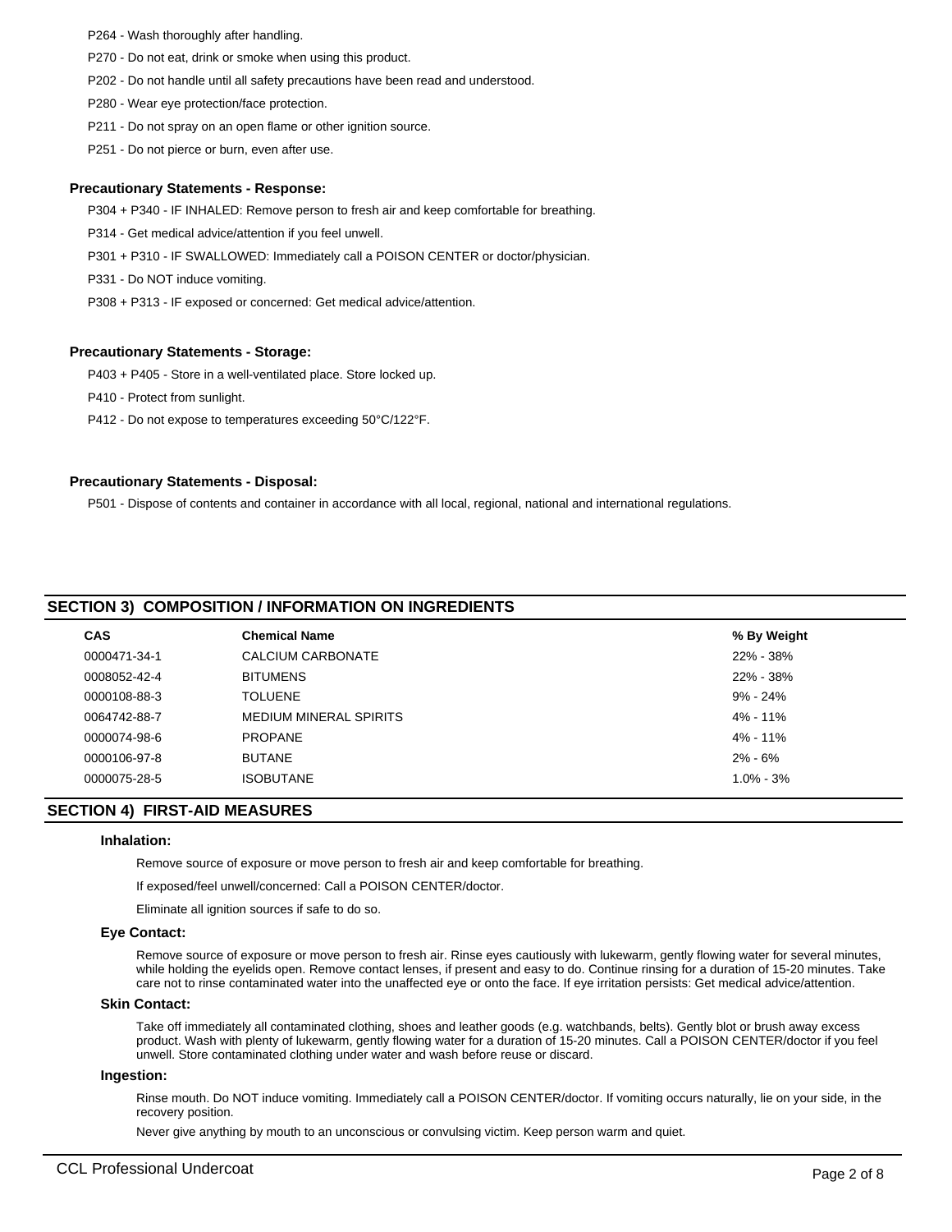P264 - Wash thoroughly after handling.

P270 - Do not eat, drink or smoke when using this product.

P202 - Do not handle until all safety precautions have been read and understood.

P280 - Wear eye protection/face protection.

P211 - Do not spray on an open flame or other ignition source.

P251 - Do not pierce or burn, even after use.

#### Precautionary Statements - Response:

P304 + P340 - IF INHALED: Remove person to fresh air and keep comfortable for breathing.

P314 - Get medical advice/attention if you feel unwell.

P301 + P310 - IF SWALLOWED: Immediately call a POISON CENTER or doctor/physician.

P331 - Do NOT induce vomiting.

P308 + P313 - IF exposed or concerned: Get medical advice/attention.

#### Precautionary Statements - Storage:

P403 + P405 - Store in a well-ventilated place. Store locked up.

P410 - Protect from sunlight.

P412 - Do not expose to temperatures exceeding 50°C/122°F.

#### Precautionary Statements - Disposal:

P501 - Dispose of contents and container in accordance with all local, regional, national and international regulations.

## SECTION 3) COMPOSITION / INFORMATION ON INGREDIENTS

| CAS | Chemical Name | % By Weight |
|---|---|---|
| 0000471-34-1 | CALCIUM CARBONATE | 22% - 38% |
| 0008052-42-4 | BITUMENS | 22% - 38% |
| 0000108-88-3 | TOLUENE | 9% - 24% |
| 0064742-88-7 | MEDIUM MINERAL SPIRITS | 4% - 11% |
| 0000074-98-6 | PROPANE | 4% - 11% |
| 0000106-97-8 | BUTANE | 2% - 6% |
| 0000075-28-5 | ISOBUTANE | 1.0% - 3% |

## SECTION 4) FIRST-AID MEASURES

#### Inhalation:

Remove source of exposure or move person to fresh air and keep comfortable for breathing.

If exposed/feel unwell/concerned: Call a POISON CENTER/doctor.

Eliminate all ignition sources if safe to do so.

#### Eye Contact:

Remove source of exposure or move person to fresh air. Rinse eyes cautiously with lukewarm, gently flowing water for several minutes, while holding the eyelids open. Remove contact lenses, if present and easy to do. Continue rinsing for a duration of 15-20 minutes. Take care not to rinse contaminated water into the unaffected eye or onto the face. If eye irritation persists: Get medical advice/attention.

#### Skin Contact:

Take off immediately all contaminated clothing, shoes and leather goods (e.g. watchbands, belts). Gently blot or brush away excess product. Wash with plenty of lukewarm, gently flowing water for a duration of 15-20 minutes. Call a POISON CENTER/doctor if you feel unwell. Store contaminated clothing under water and wash before reuse or discard.

#### Ingestion:

Rinse mouth. Do NOT induce vomiting. Immediately call a POISON CENTER/doctor. If vomiting occurs naturally, lie on your side, in the recovery position.

Never give anything by mouth to an unconscious or convulsing victim. Keep person warm and quiet.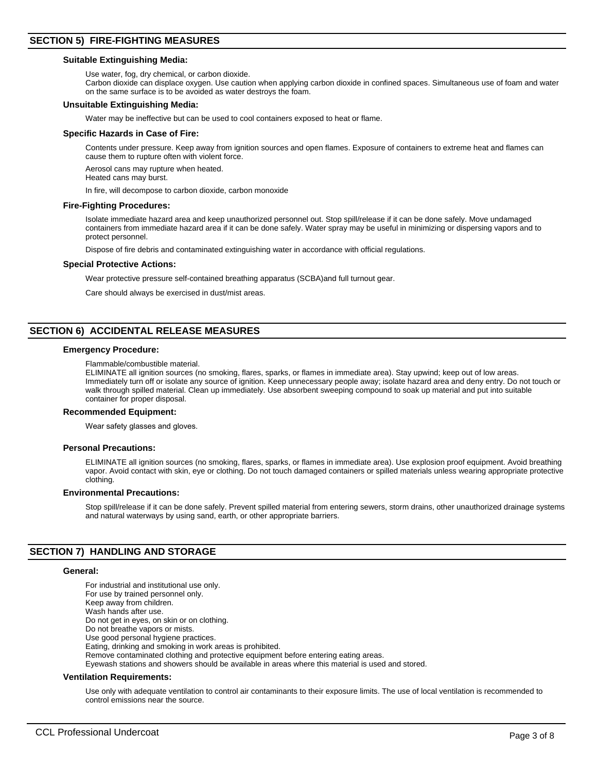## SECTION 5) FIRE-FIGHTING MEASURES

### Suitable Extinguishing Media:

Use water, fog, dry chemical, or carbon dioxide.
Carbon dioxide can displace oxygen. Use caution when applying carbon dioxide in confined spaces. Simultaneous use of foam and water on the same surface is to be avoided as water destroys the foam.

### Unsuitable Extinguishing Media:

Water may be ineffective but can be used to cool containers exposed to heat or flame.

### Specific Hazards in Case of Fire:

Contents under pressure. Keep away from ignition sources and open flames. Exposure of containers to extreme heat and flames can cause them to rupture often with violent force.

Aerosol cans may rupture when heated.
Heated cans may burst.

In fire, will decompose to carbon dioxide, carbon monoxide

### Fire-Fighting Procedures:

Isolate immediate hazard area and keep unauthorized personnel out. Stop spill/release if it can be done safely. Move undamaged containers from immediate hazard area if it can be done safely. Water spray may be useful in minimizing or dispersing vapors and to protect personnel.

Dispose of fire debris and contaminated extinguishing water in accordance with official regulations.

### Special Protective Actions:

Wear protective pressure self-contained breathing apparatus (SCBA)and full turnout gear.

Care should always be exercised in dust/mist areas.

## SECTION 6) ACCIDENTAL RELEASE MEASURES

### Emergency Procedure:

Flammable/combustible material.
ELIMINATE all ignition sources (no smoking, flares, sparks, or flames in immediate area). Stay upwind; keep out of low areas. Immediately turn off or isolate any source of ignition. Keep unnecessary people away; isolate hazard area and deny entry. Do not touch or walk through spilled material. Clean up immediately. Use absorbent sweeping compound to soak up material and put into suitable container for proper disposal.

### Recommended Equipment:

Wear safety glasses and gloves.

### Personal Precautions:

ELIMINATE all ignition sources (no smoking, flares, sparks, or flames in immediate area). Use explosion proof equipment. Avoid breathing vapor. Avoid contact with skin, eye or clothing. Do not touch damaged containers or spilled materials unless wearing appropriate protective clothing.

### Environmental Precautions:

Stop spill/release if it can be done safely. Prevent spilled material from entering sewers, storm drains, other unauthorized drainage systems and natural waterways by using sand, earth, or other appropriate barriers.

## SECTION 7) HANDLING AND STORAGE

### General:

For industrial and institutional use only.
For use by trained personnel only.
Keep away from children.
Wash hands after use.
Do not get in eyes, on skin or on clothing.
Do not breathe vapors or mists.
Use good personal hygiene practices.
Eating, drinking and smoking in work areas is prohibited.
Remove contaminated clothing and protective equipment before entering eating areas.
Eyewash stations and showers should be available in areas where this material is used and stored.

### Ventilation Requirements:

Use only with adequate ventilation to control air contaminants to their exposure limits. The use of local ventilation is recommended to control emissions near the source.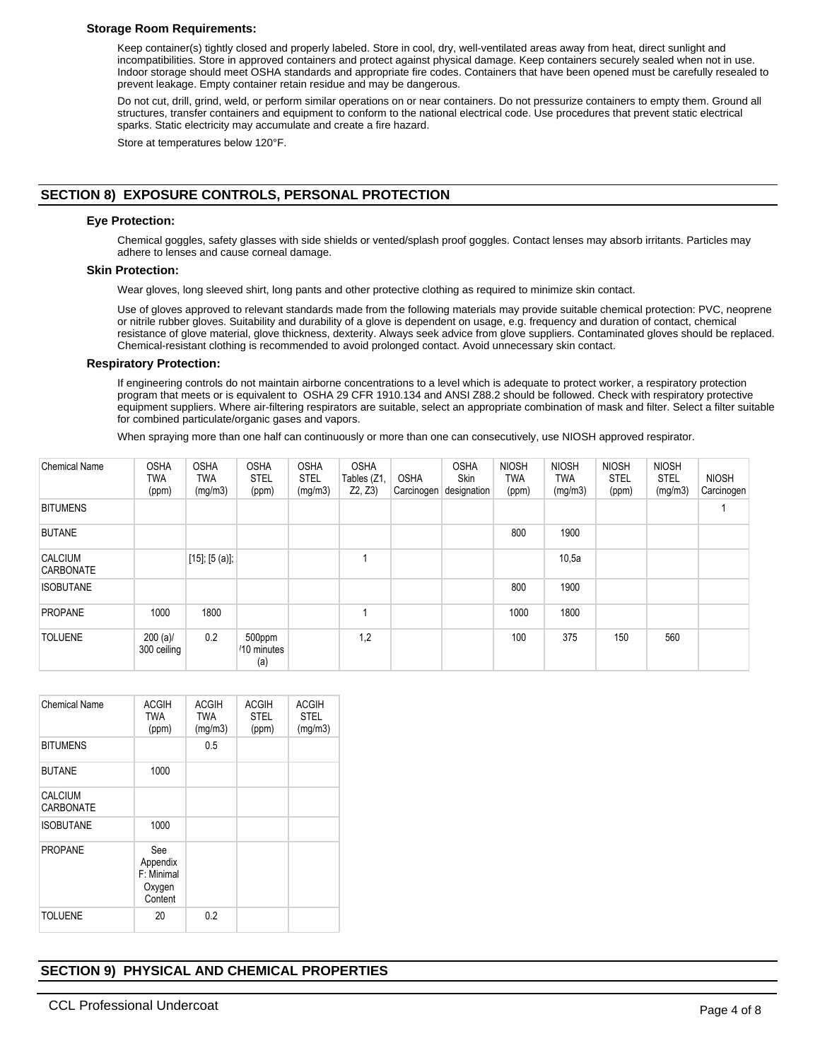### Storage Room Requirements:

Keep container(s) tightly closed and properly labeled. Store in cool, dry, well-ventilated areas away from heat, direct sunlight and incompatibilities. Store in approved containers and protect against physical damage. Keep containers securely sealed when not in use. Indoor storage should meet OSHA standards and appropriate fire codes. Containers that have been opened must be carefully resealed to prevent leakage. Empty container retain residue and may be dangerous.

Do not cut, drill, grind, weld, or perform similar operations on or near containers. Do not pressurize containers to empty them. Ground all structures, transfer containers and equipment to conform to the national electrical code. Use procedures that prevent static electrical sparks. Static electricity may accumulate and create a fire hazard.

Store at temperatures below 120°F.

## SECTION 8) EXPOSURE CONTROLS, PERSONAL PROTECTION

### Eye Protection:

Chemical goggles, safety glasses with side shields or vented/splash proof goggles. Contact lenses may absorb irritants. Particles may adhere to lenses and cause corneal damage.

### Skin Protection:

Wear gloves, long sleeved shirt, long pants and other protective clothing as required to minimize skin contact.

Use of gloves approved to relevant standards made from the following materials may provide suitable chemical protection: PVC, neoprene or nitrile rubber gloves. Suitability and durability of a glove is dependent on usage, e.g. frequency and duration of contact, chemical resistance of glove material, glove thickness, dexterity. Always seek advice from glove suppliers. Contaminated gloves should be replaced. Chemical-resistant clothing is recommended to avoid prolonged contact. Avoid unnecessary skin contact.

### Respiratory Protection:

If engineering controls do not maintain airborne concentrations to a level which is adequate to protect worker, a respiratory protection program that meets or is equivalent to OSHA 29 CFR 1910.134 and ANSI Z88.2 should be followed. Check with respiratory protective equipment suppliers. Where air-filtering respirators are suitable, select an appropriate combination of mask and filter. Select a filter suitable for combined particulate/organic gases and vapors.

When spraying more than one half can continuously or more than one can consecutively, use NIOSH approved respirator.

| Chemical Name | OSHA TWA (ppm) | OSHA TWA (mg/m3) | OSHA STEL (ppm) | OSHA STEL (mg/m3) | OSHA Tables (Z1, Z2, Z3) | OSHA Carcinogen | OSHA Skin designation | NIOSH TWA (ppm) | NIOSH TWA (mg/m3) | NIOSH STEL (ppm) | NIOSH STEL (mg/m3) | NIOSH Carcinogen |
|---|---|---|---|---|---|---|---|---|---|---|---|---|
| BITUMENS | | | | | | | | | | | | 1 |
| BUTANE | | | | | | | | 800 | 1900 | | | |
| CALCIUM CARBONATE | | [15]; [5 (a)]; | | | 1 | | | | 10,5a | | | |
| ISOBUTANE | | | | | | | | 800 | 1900 | | | |
| PROPANE | 1000 | 1800 | | | 1 | | | 1000 | 1800 | | | |
| TOLUENE | 200 (a)/ 300 ceiling | 0.2 | 500ppm /10 minutes (a) | | 1,2 | | | 100 | 375 | 150 | 560 | |

| Chemical Name | ACGIH TWA (ppm) | ACGIH TWA (mg/m3) | ACGIH STEL (ppm) | ACGIH STEL (mg/m3) |
|---|---|---|---|---|
| BITUMENS | | 0.5 | | |
| BUTANE | 1000 | | | |
| CALCIUM CARBONATE | | | | |
| ISOBUTANE | 1000 | | | |
| PROPANE | See Appendix F: Minimal Oxygen Content | | | |
| TOLUENE | 20 | 0.2 | | |

## SECTION 9) PHYSICAL AND CHEMICAL PROPERTIES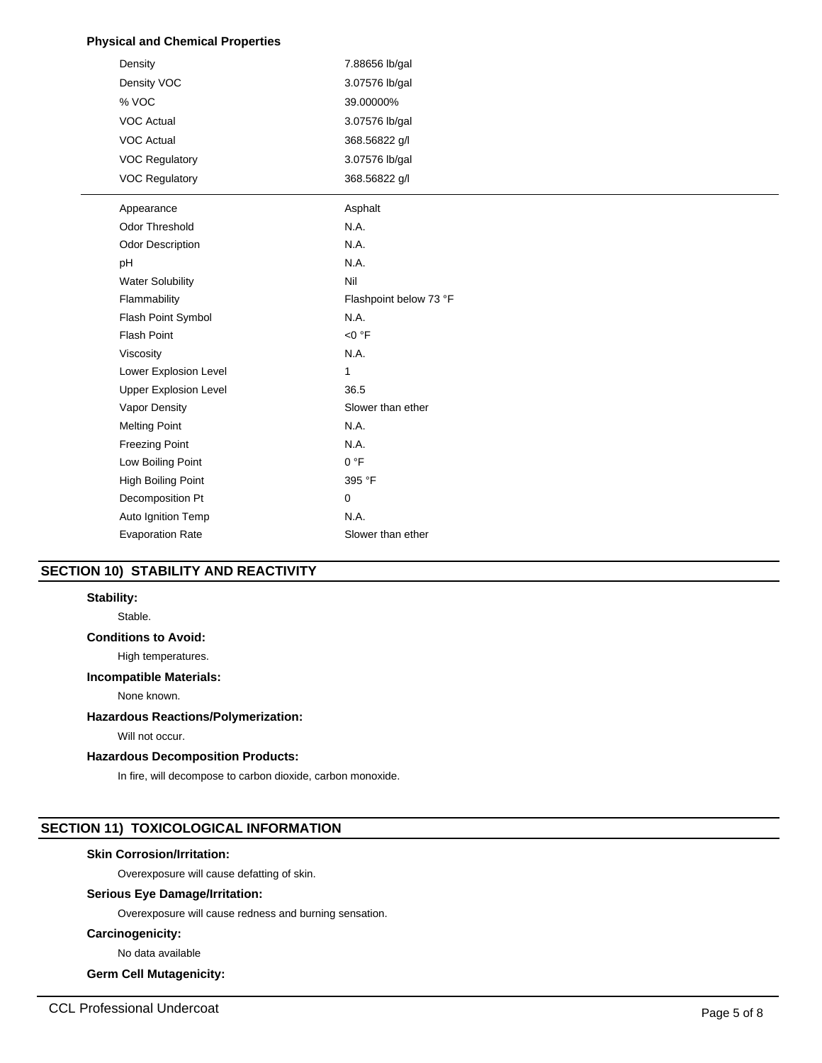**Physical and Chemical Properties**

| Property | Value |
|---|---|
| Density | 7.88656 lb/gal |
| Density VOC | 3.07576 lb/gal |
| % VOC | 39.00000% |
| VOC Actual | 3.07576 lb/gal |
| VOC Actual | 368.56822 g/l |
| VOC Regulatory | 3.07576 lb/gal |
| VOC Regulatory | 368.56822 g/l |

| Property | Value |
|---|---|
| Appearance | Asphalt |
| Odor Threshold | N.A. |
| Odor Description | N.A. |
| pH | N.A. |
| Water Solubility | Nil |
| Flammability | Flashpoint below 73 °F |
| Flash Point Symbol | N.A. |
| Flash Point | <0 °F |
| Viscosity | N.A. |
| Lower Explosion Level | 1 |
| Upper Explosion Level | 36.5 |
| Vapor Density | Slower than ether |
| Melting Point | N.A. |
| Freezing Point | N.A. |
| Low Boiling Point | 0 °F |
| High Boiling Point | 395 °F |
| Decomposition Pt | 0 |
| Auto Ignition Temp | N.A. |
| Evaporation Rate | Slower than ether |

## SECTION 10) STABILITY AND REACTIVITY

**Stability:**

Stable.

**Conditions to Avoid:**

High temperatures.

**Incompatible Materials:**

None known.

**Hazardous Reactions/Polymerization:**

Will not occur.

**Hazardous Decomposition Products:**

In fire, will decompose to carbon dioxide, carbon monoxide.

## SECTION 11) TOXICOLOGICAL INFORMATION

**Skin Corrosion/Irritation:**

Overexposure will cause defatting of skin.

**Serious Eye Damage/Irritation:**

Overexposure will cause redness and burning sensation.

**Carcinogenicity:**

No data available

**Germ Cell Mutagenicity:**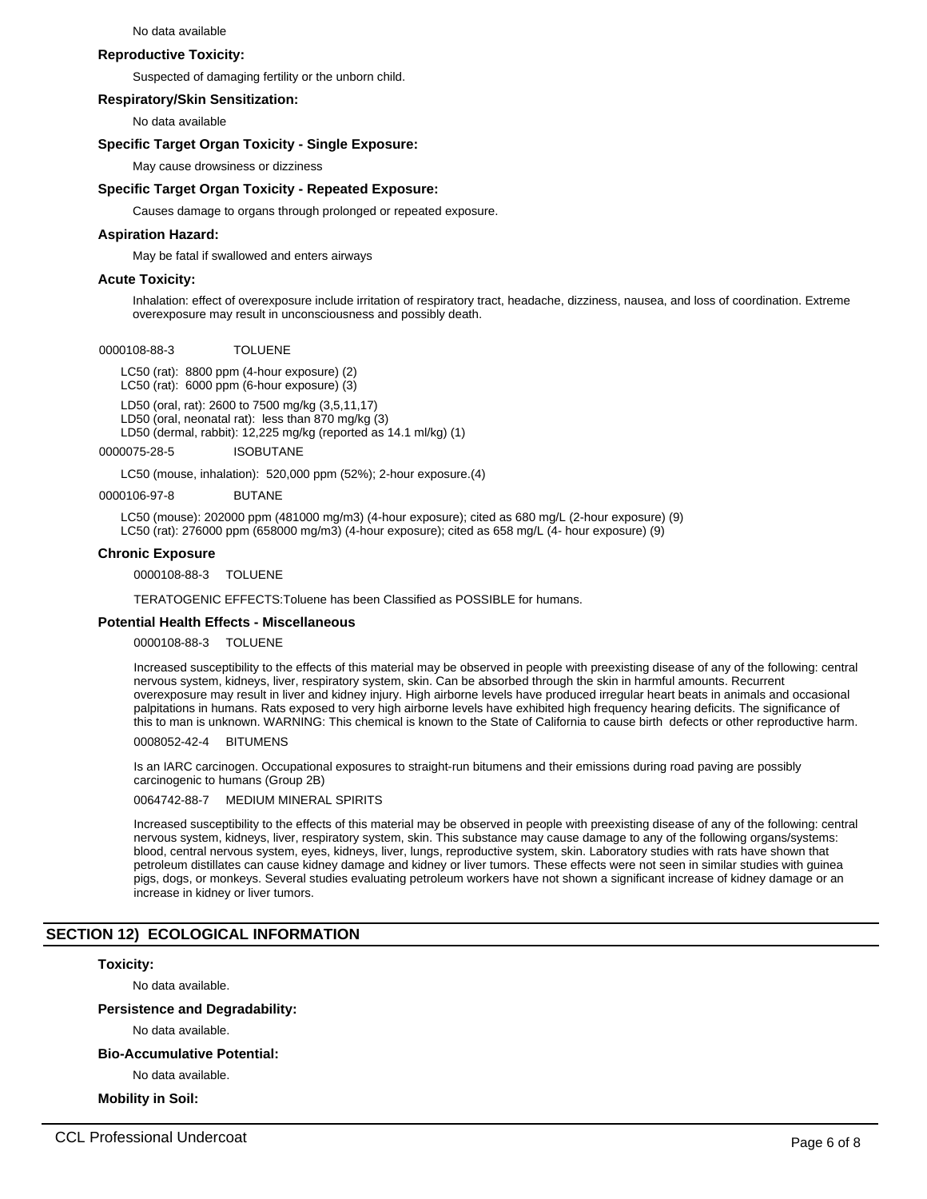No data available

**Reproductive Toxicity:**

Suspected of damaging fertility or the unborn child.

**Respiratory/Skin Sensitization:**

No data available

**Specific Target Organ Toxicity - Single Exposure:**

May cause drowsiness or dizziness

**Specific Target Organ Toxicity - Repeated Exposure:**

Causes damage to organs through prolonged or repeated exposure.

**Aspiration Hazard:**

May be fatal if swallowed and enters airways

**Acute Toxicity:**

Inhalation: effect of overexposure include irritation of respiratory tract, headache, dizziness, nausea, and loss of coordination. Extreme overexposure may result in unconsciousness and possibly death.

0000108-88-3 TOLUENE

LC50 (rat): 8800 ppm (4-hour exposure) (2)
LC50 (rat): 6000 ppm (6-hour exposure) (3)

LD50 (oral, rat): 2600 to 7500 mg/kg (3,5,11,17)
LD50 (oral, neonatal rat): less than 870 mg/kg (3)
LD50 (dermal, rabbit): 12,225 mg/kg (reported as 14.1 ml/kg) (1)

0000075-28-5 ISOBUTANE

LC50 (mouse, inhalation): 520,000 ppm (52%); 2-hour exposure.(4)

0000106-97-8 BUTANE

LC50 (mouse): 202000 ppm (481000 mg/m3) (4-hour exposure); cited as 680 mg/L (2-hour exposure) (9)
LC50 (rat): 276000 ppm (658000 mg/m3) (4-hour exposure); cited as 658 mg/L (4- hour exposure) (9)

**Chronic Exposure**

0000108-88-3 TOLUENE

TERATOGENIC EFFECTS:Toluene has been Classified as POSSIBLE for humans.

**Potential Health Effects - Miscellaneous**

0000108-88-3 TOLUENE

Increased susceptibility to the effects of this material may be observed in people with preexisting disease of any of the following: central nervous system, kidneys, liver, respiratory system, skin. Can be absorbed through the skin in harmful amounts. Recurrent overexposure may result in liver and kidney injury. High airborne levels have produced irregular heart beats in animals and occasional palpitations in humans. Rats exposed to very high airborne levels have exhibited high frequency hearing deficits. The significance of this to man is unknown. WARNING: This chemical is known to the State of California to cause birth defects or other reproductive harm.

0008052-42-4 BITUMENS

Is an IARC carcinogen. Occupational exposures to straight-run bitumens and their emissions during road paving are possibly carcinogenic to humans (Group 2B)

0064742-88-7 MEDIUM MINERAL SPIRITS

Increased susceptibility to the effects of this material may be observed in people with preexisting disease of any of the following: central nervous system, kidneys, liver, respiratory system, skin. This substance may cause damage to any of the following organs/systems: blood, central nervous system, eyes, kidneys, liver, lungs, reproductive system, skin. Laboratory studies with rats have shown that petroleum distillates can cause kidney damage and kidney or liver tumors. These effects were not seen in similar studies with guinea pigs, dogs, or monkeys. Several studies evaluating petroleum workers have not shown a significant increase of kidney damage or an increase in kidney or liver tumors.

## SECTION 12) ECOLOGICAL INFORMATION

**Toxicity:**

No data available.

**Persistence and Degradability:**

No data available.

**Bio-Accumulative Potential:**

No data available.

**Mobility in Soil:**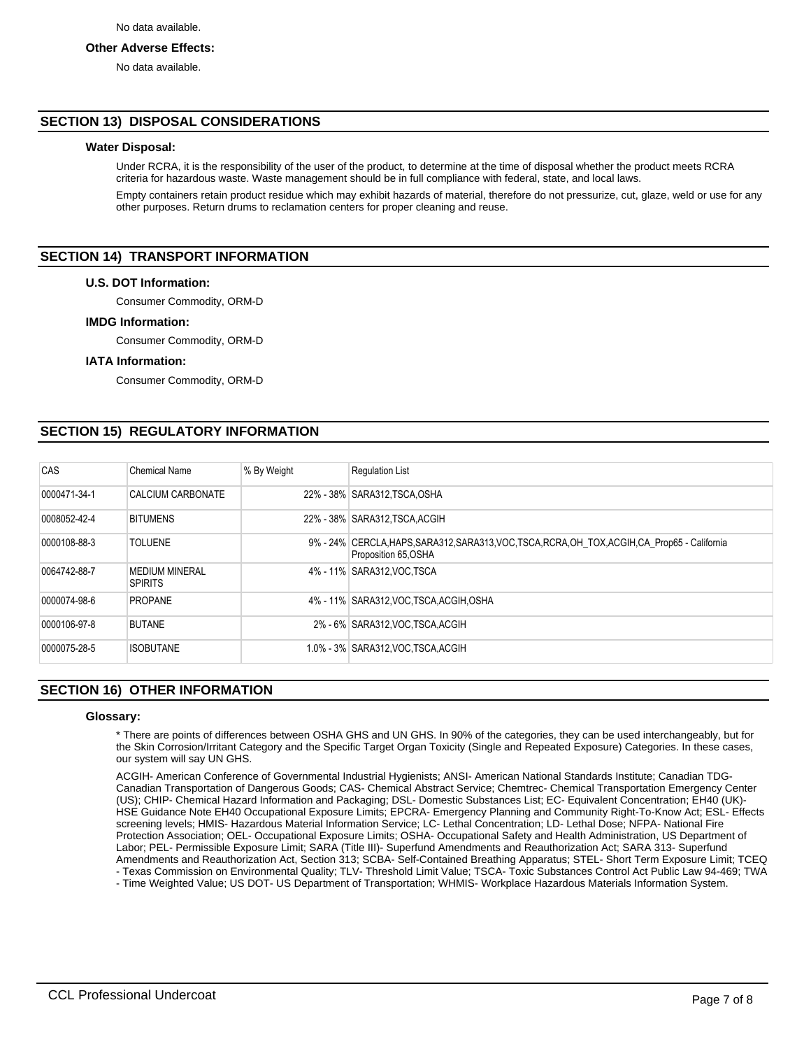No data available.

**Other Adverse Effects:**

No data available.

## SECTION 13) DISPOSAL CONSIDERATIONS

**Water Disposal:**

Under RCRA, it is the responsibility of the user of the product, to determine at the time of disposal whether the product meets RCRA criteria for hazardous waste. Waste management should be in full compliance with federal, state, and local laws.

Empty containers retain product residue which may exhibit hazards of material, therefore do not pressurize, cut, glaze, weld or use for any other purposes. Return drums to reclamation centers for proper cleaning and reuse.

## SECTION 14) TRANSPORT INFORMATION

**U.S. DOT Information:**

Consumer Commodity, ORM-D

**IMDG Information:**

Consumer Commodity, ORM-D

**IATA Information:**

Consumer Commodity, ORM-D

## SECTION 15) REGULATORY INFORMATION

| CAS | Chemical Name | % By Weight | Regulation List |
|---|---|---|---|
| 0000471-34-1 | CALCIUM CARBONATE | 22% - 38% | SARA312,TSCA,OSHA |
| 0008052-42-4 | BITUMENS | 22% - 38% | SARA312,TSCA,ACGIH |
| 0000108-88-3 | TOLUENE | 9% - 24% | CERCLA,HAPS,SARA312,SARA313,VOC,TSCA,RCRA,OH_TOX,ACGIH,CA_Prop65 - California Proposition 65,OSHA |
| 0064742-88-7 | MEDIUM MINERAL SPIRITS | 4% - 11% | SARA312,VOC,TSCA |
| 0000074-98-6 | PROPANE | 4% - 11% | SARA312,VOC,TSCA,ACGIH,OSHA |
| 0000106-97-8 | BUTANE | 2% - 6% | SARA312,VOC,TSCA,ACGIH |
| 0000075-28-5 | ISOBUTANE | 1.0% - 3% | SARA312,VOC,TSCA,ACGIH |

## SECTION 16) OTHER INFORMATION

**Glossary:**

* There are points of differences between OSHA GHS and UN GHS. In 90% of the categories, they can be used interchangeably, but for the Skin Corrosion/Irritant Category and the Specific Target Organ Toxicity (Single and Repeated Exposure) Categories. In these cases, our system will say UN GHS.

ACGIH- American Conference of Governmental Industrial Hygienists; ANSI- American National Standards Institute; Canadian TDG- Canadian Transportation of Dangerous Goods; CAS- Chemical Abstract Service; Chemtrec- Chemical Transportation Emergency Center (US); CHIP- Chemical Hazard Information and Packaging; DSL- Domestic Substances List; EC- Equivalent Concentration; EH40 (UK)- HSE Guidance Note EH40 Occupational Exposure Limits; EPCRA- Emergency Planning and Community Right-To-Know Act; ESL- Effects screening levels; HMIS- Hazardous Material Information Service; LC- Lethal Concentration; LD- Lethal Dose; NFPA- National Fire Protection Association; OEL- Occupational Exposure Limits; OSHA- Occupational Safety and Health Administration, US Department of Labor; PEL- Permissible Exposure Limit; SARA (Title III)- Superfund Amendments and Reauthorization Act; SARA 313- Superfund Amendments and Reauthorization Act, Section 313; SCBA- Self-Contained Breathing Apparatus; STEL- Short Term Exposure Limit; TCEQ - Texas Commission on Environmental Quality; TLV- Threshold Limit Value; TSCA- Toxic Substances Control Act Public Law 94-469; TWA - Time Weighted Value; US DOT- US Department of Transportation; WHMIS- Workplace Hazardous Materials Information System.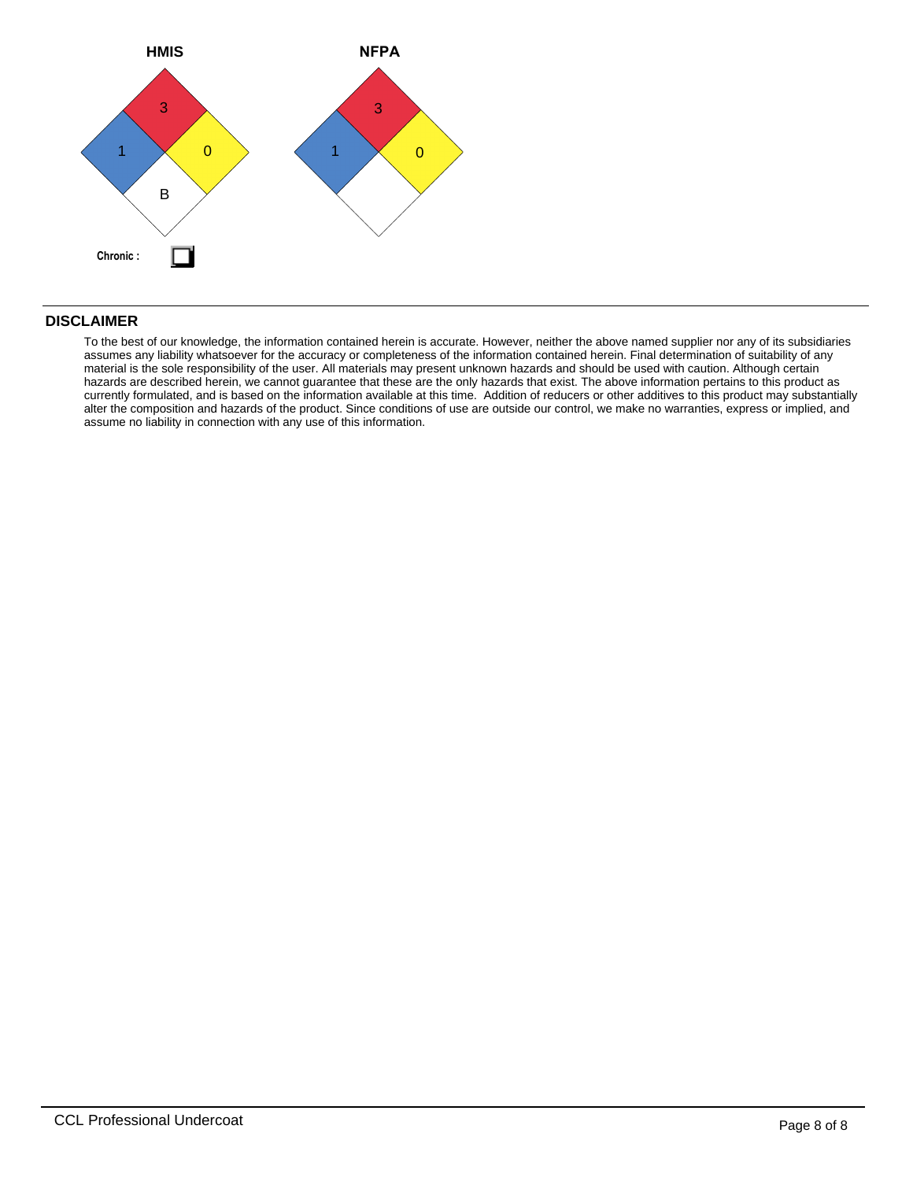**HMIS**

3

1

0

B

**Chronic :**

**NFPA**

3

1

0

## DISCLAIMER

To the best of our knowledge, the information contained herein is accurate. However, neither the above named supplier nor any of its subsidiaries assumes any liability whatsoever for the accuracy or completeness of the information contained herein. Final determination of suitability of any material is the sole responsibility of the user. All materials may present unknown hazards and should be used with caution. Although certain hazards are described herein, we cannot guarantee that these are the only hazards that exist. The above information pertains to this product as currently formulated, and is based on the information available at this time. Addition of reducers or other additives to this product may substantially alter the composition and hazards of the product. Since conditions of use are outside our control, we make no warranties, express or implied, and assume no liability in connection with any use of this information.